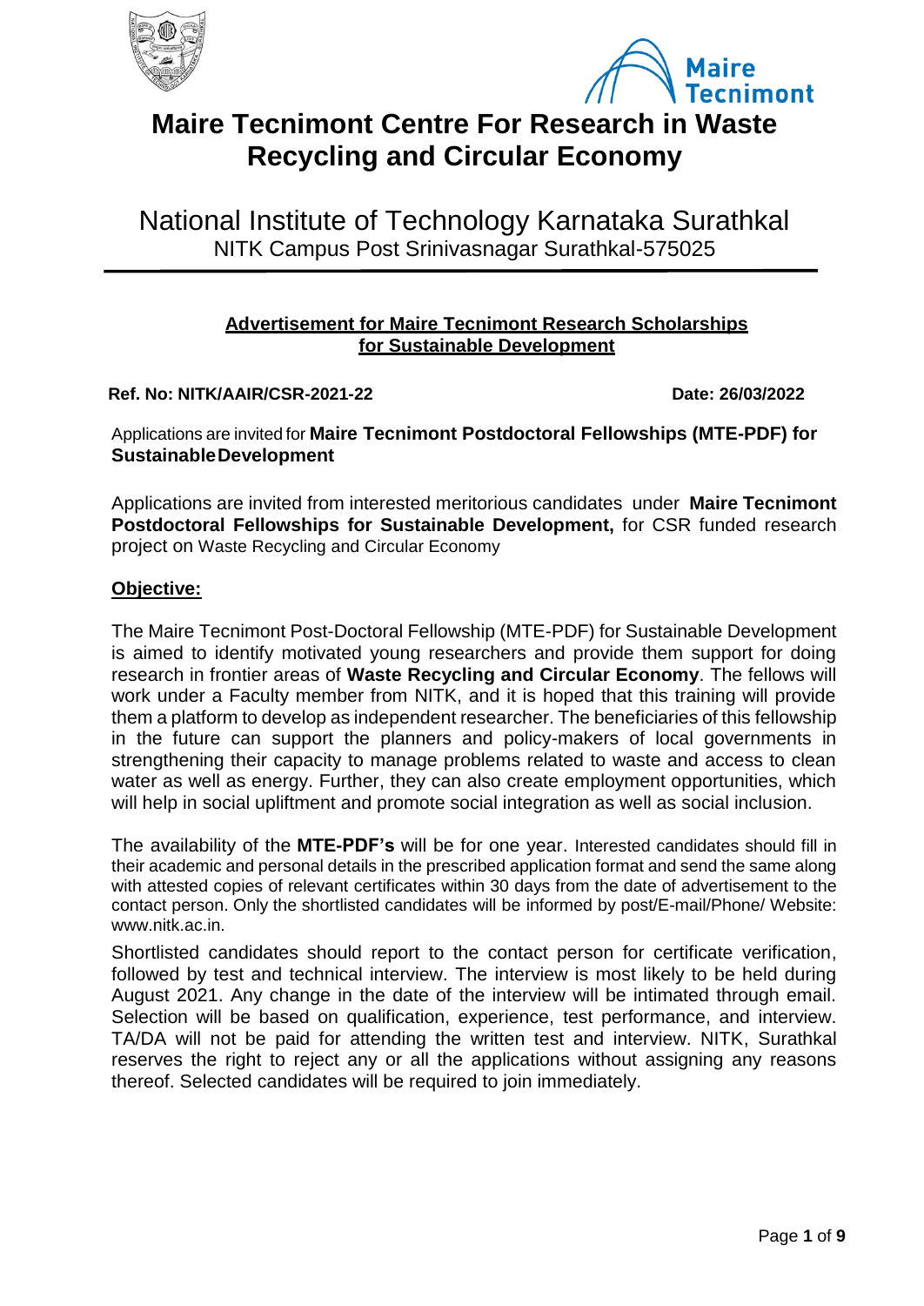# Maire Tecnimont Centre For Research in Waste Recycling and Circular Economy

## National Institute of Technology Karnataka Surathkal

NITK Campus Post Srinivasnagar Surathkal-575025

---

**Advertisement for Maire Tecnimont Research Scholarships for Sustainable Development**

**Ref. No: NITK/AAIR/CSR-2021-22** **Date: 26/03/2022**

Applications are invited for **Maire Tecnimont Postdoctoral Fellowships (MTE-PDF) for Sustainable Development**

Applications are invited from interested meritorious candidates under **Maire Tecnimont Postdoctoral Fellowships for Sustainable Development,** for CSR funded research project on Waste Recycling and Circular Economy

### Objective:

The Maire Tecnimont Post-Doctoral Fellowship (MTE-PDF) for Sustainable Development is aimed to identify motivated young researchers and provide them support for doing research in frontier areas of **Waste Recycling and Circular Economy**. The fellows will work under a Faculty member from NITK, and it is hoped that this training will provide them a platform to develop as independent researcher. The beneficiaries of this fellowship in the future can support the planners and policy-makers of local governments in strengthening their capacity to manage problems related to waste and access to clean water as well as energy. Further, they can also create employment opportunities, which will help in social upliftment and promote social integration as well as social inclusion.

The availability of the **MTE-PDF's** will be for one year. Interested candidates should fill in their academic and personal details in the prescribed application format and send the same along with attested copies of relevant certificates within 30 days from the date of advertisement to the contact person. Only the shortlisted candidates will be informed by post/E-mail/Phone/ Website: www.nitk.ac.in.

Shortlisted candidates should report to the contact person for certificate verification, followed by test and technical interview. The interview is most likely to be held during August 2021. Any change in the date of the interview will be intimated through email. Selection will be based on qualification, experience, test performance, and interview. TA/DA will not be paid for attending the written test and interview. NITK, Surathkal reserves the right to reject any or all the applications without assigning any reasons thereof. Selected candidates will be required to join immediately.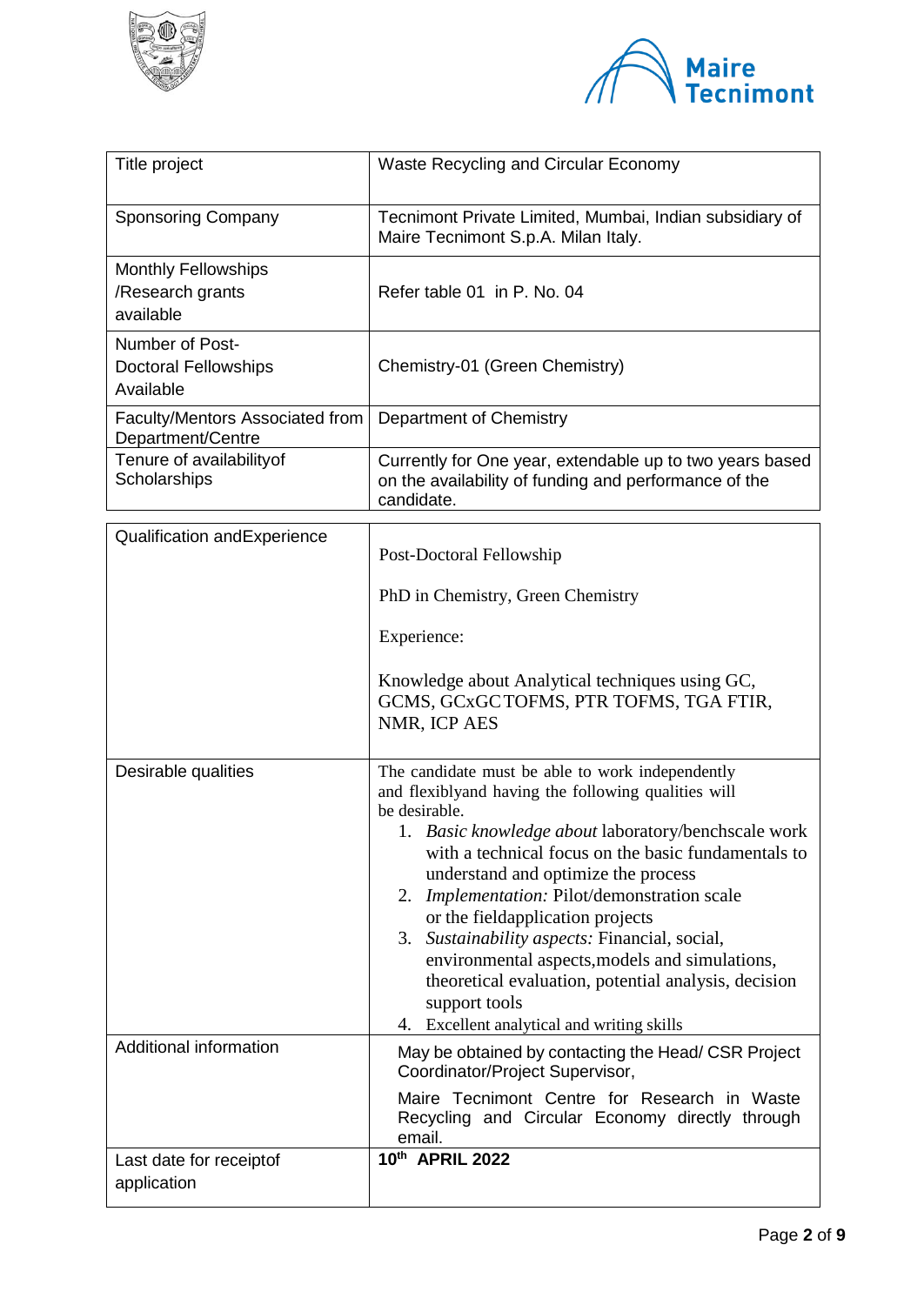| Title project | Waste Recycling and Circular Economy |
|---|---|
| Sponsoring Company | Tecnimont Private Limited, Mumbai, Indian subsidiary of Maire Tecnimont S.p.A. Milan Italy. |
| Monthly Fellowships /Research grants available | Refer table 01 in P. No. 04 |
| Number of Post-Doctoral Fellowships Available | Chemistry-01 (Green Chemistry) |
| Faculty/Mentors Associated from Department/Centre | Department of Chemistry |
| Tenure of availabilityof Scholarships | Currently for One year, extendable up to two years based on the availability of funding and performance of the candidate. |

| Qualification andExperience | Post-Doctoral Fellowship<br><br>PhD in Chemistry, Green Chemistry<br><br>Experience:<br><br>Knowledge about Analytical techniques using GC, GCMS, GCxGC TOFMS, PTR TOFMS, TGA FTIR, NMR, ICP AES |
|---|---|
| Desirable qualities | The candidate must be able to work independently and flexiblyand having the following qualities will be desirable.<br>1. *Basic knowledge about* laboratory/benchscale work with a technical focus on the basic fundamentals to understand and optimize the process<br>2. *Implementation:* Pilot/demonstration scale or the fieldapplication projects<br>3. *Sustainability aspects:* Financial, social, environmental aspects,models and simulations, theoretical evaluation, potential analysis, decision support tools<br>4. Excellent analytical and writing skills |
| Additional information | May be obtained by contacting the Head/ CSR Project Coordinator/Project Supervisor,<br><br>Maire Tecnimont Centre for Research in Waste Recycling and Circular Economy directly through email. |
| Last date for receiptof application | **10th APRIL 2022** |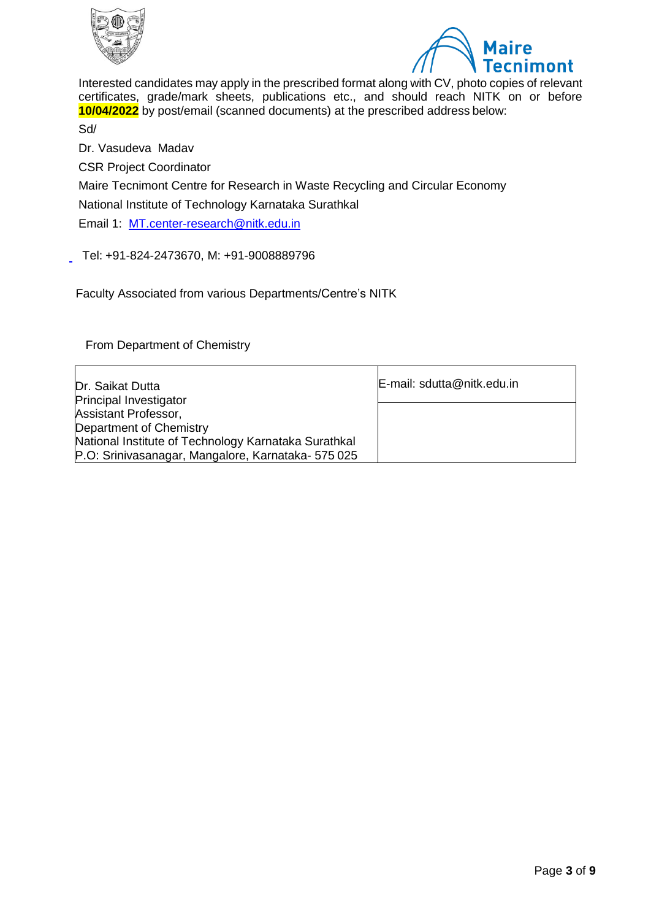Interested candidates may apply in the prescribed format along with CV, photo copies of relevant certificates, grade/mark sheets, publications etc., and should reach NITK on or before **10/04/2022** by post/email (scanned documents) at the prescribed address below:

Sd/

Dr. Vasudeva Madav

CSR Project Coordinator

Maire Tecnimont Centre for Research in Waste Recycling and Circular Economy

National Institute of Technology Karnataka Surathkal

Email 1: MT.center-research@nitk.edu.in

Tel: +91-824-2473670, M: +91-9008889796

Faculty Associated from various Departments/Centre's NITK

From Department of Chemistry

| Dr. Saikat Dutta<br>Principal Investigator<br>Assistant Professor,<br>Department of Chemistry<br>National Institute of Technology Karnataka Surathkal<br>P.O: Srinivasanagar, Mangalore, Karnataka- 575 025 | E-mail: sdutta@nitk.edu.in |
|---|---|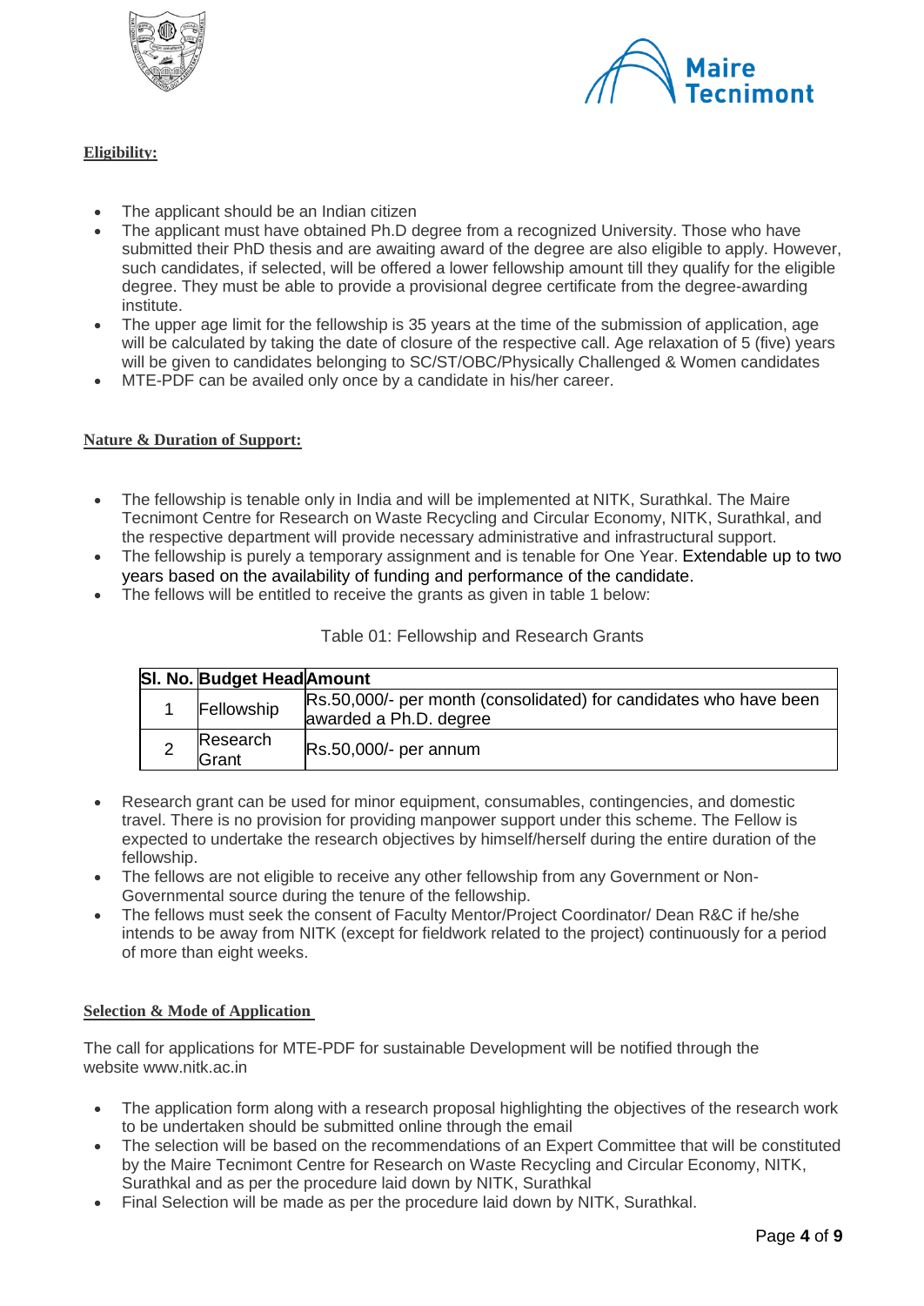**Eligibility:**

- The applicant should be an Indian citizen
- The applicant must have obtained Ph.D degree from a recognized University. Those who have submitted their PhD thesis and are awaiting award of the degree are also eligible to apply. However, such candidates, if selected, will be offered a lower fellowship amount till they qualify for the eligible degree. They must be able to provide a provisional degree certificate from the degree-awarding institute.
- The upper age limit for the fellowship is 35 years at the time of the submission of application, age will be calculated by taking the date of closure of the respective call. Age relaxation of 5 (five) years will be given to candidates belonging to SC/ST/OBC/Physically Challenged & Women candidates
- MTE-PDF can be availed only once by a candidate in his/her career.

**Nature & Duration of Support:**

- The fellowship is tenable only in India and will be implemented at NITK, Surathkal. The Maire Tecnimont Centre for Research on Waste Recycling and Circular Economy, NITK, Surathkal, and the respective department will provide necessary administrative and infrastructural support.
- The fellowship is purely a temporary assignment and is tenable for One Year. Extendable up to two years based on the availability of funding and performance of the candidate.
- The fellows will be entitled to receive the grants as given in table 1 below:

Table 01: Fellowship and Research Grants

| Sl. No. | Budget Head | Amount |
|---|---|---|
| 1 | Fellowship | Rs.50,000/- per month (consolidated) for candidates who have been awarded a Ph.D. degree |
| 2 | Research Grant | Rs.50,000/- per annum |

- Research grant can be used for minor equipment, consumables, contingencies, and domestic travel. There is no provision for providing manpower support under this scheme. The Fellow is expected to undertake the research objectives by himself/herself during the entire duration of the fellowship.
- The fellows are not eligible to receive any other fellowship from any Government or Non-Governmental source during the tenure of the fellowship.
- The fellows must seek the consent of Faculty Mentor/Project Coordinator/ Dean R&C if he/she intends to be away from NITK (except for fieldwork related to the project) continuously for a period of more than eight weeks.

**Selection & Mode of Application**

The call for applications for MTE-PDF for sustainable Development will be notified through the website www.nitk.ac.in

- The application form along with a research proposal highlighting the objectives of the research work to be undertaken should be submitted online through the email
- The selection will be based on the recommendations of an Expert Committee that will be constituted by the Maire Tecnimont Centre for Research on Waste Recycling and Circular Economy, NITK, Surathkal and as per the procedure laid down by NITK, Surathkal
- Final Selection will be made as per the procedure laid down by NITK, Surathkal.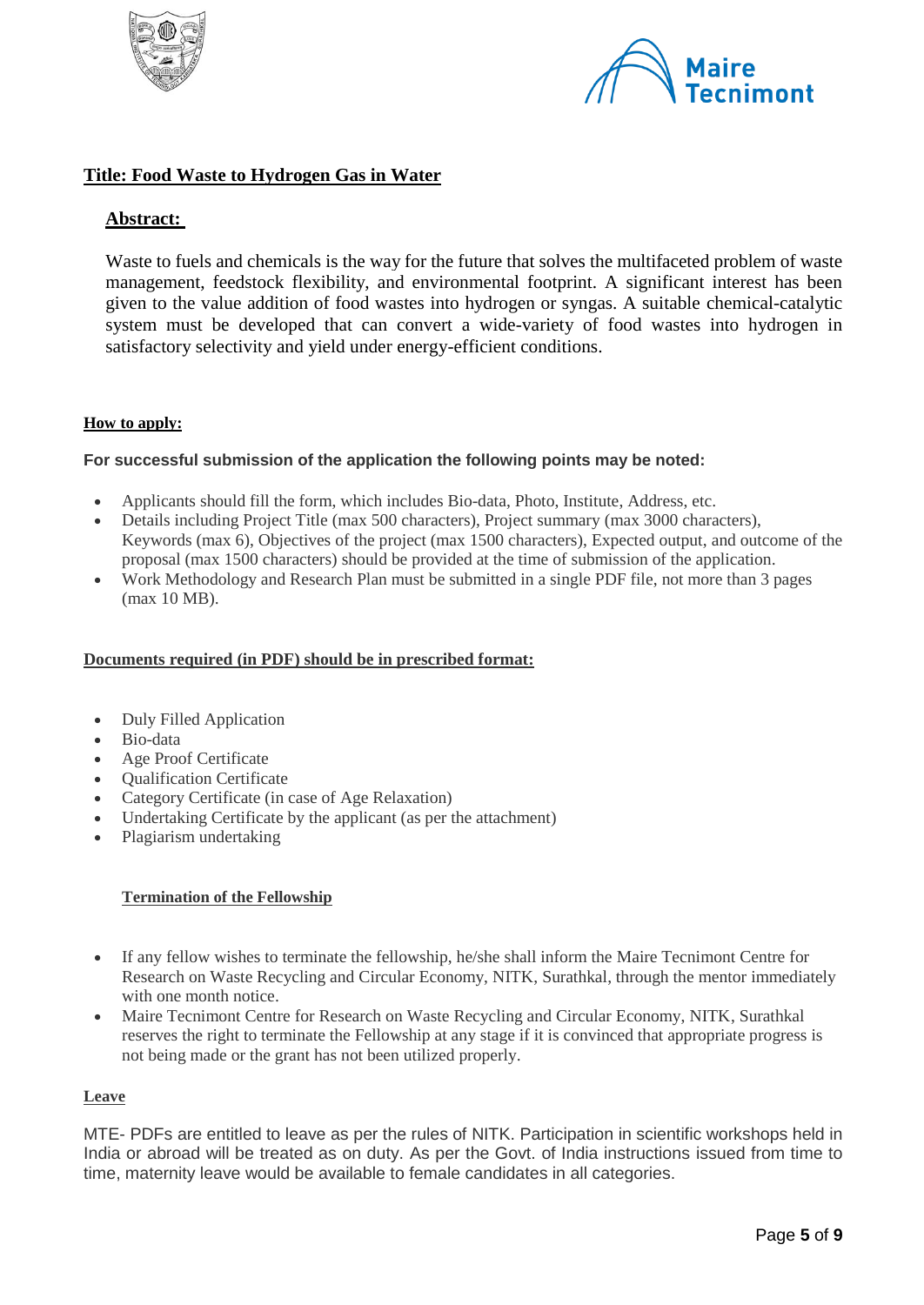## Title: Food Waste to Hydrogen Gas in Water

### Abstract:

Waste to fuels and chemicals is the way for the future that solves the multifaceted problem of waste management, feedstock flexibility, and environmental footprint. A significant interest has been given to the value addition of food wastes into hydrogen or syngas. A suitable chemical-catalytic system must be developed that can convert a wide-variety of food wastes into hydrogen in satisfactory selectivity and yield under energy-efficient conditions.

### How to apply:

**For successful submission of the application the following points may be noted:**

- Applicants should fill the form, which includes Bio-data, Photo, Institute, Address, etc.
- Details including Project Title (max 500 characters), Project summary (max 3000 characters), Keywords (max 6), Objectives of the project (max 1500 characters), Expected output, and outcome of the proposal (max 1500 characters) should be provided at the time of submission of the application.
- Work Methodology and Research Plan must be submitted in a single PDF file, not more than 3 pages (max 10 MB).

### Documents required (in PDF) should be in prescribed format:

- Duly Filled Application
- Bio-data
- Age Proof Certificate
- Qualification Certificate
- Category Certificate (in case of Age Relaxation)
- Undertaking Certificate by the applicant (as per the attachment)
- Plagiarism undertaking

### Termination of the Fellowship

- If any fellow wishes to terminate the fellowship, he/she shall inform the Maire Tecnimont Centre for Research on Waste Recycling and Circular Economy, NITK, Surathkal, through the mentor immediately with one month notice.
- Maire Tecnimont Centre for Research on Waste Recycling and Circular Economy, NITK, Surathkal reserves the right to terminate the Fellowship at any stage if it is convinced that appropriate progress is not being made or the grant has not been utilized properly.

### Leave

MTE- PDFs are entitled to leave as per the rules of NITK. Participation in scientific workshops held in India or abroad will be treated as on duty. As per the Govt. of India instructions issued from time to time, maternity leave would be available to female candidates in all categories.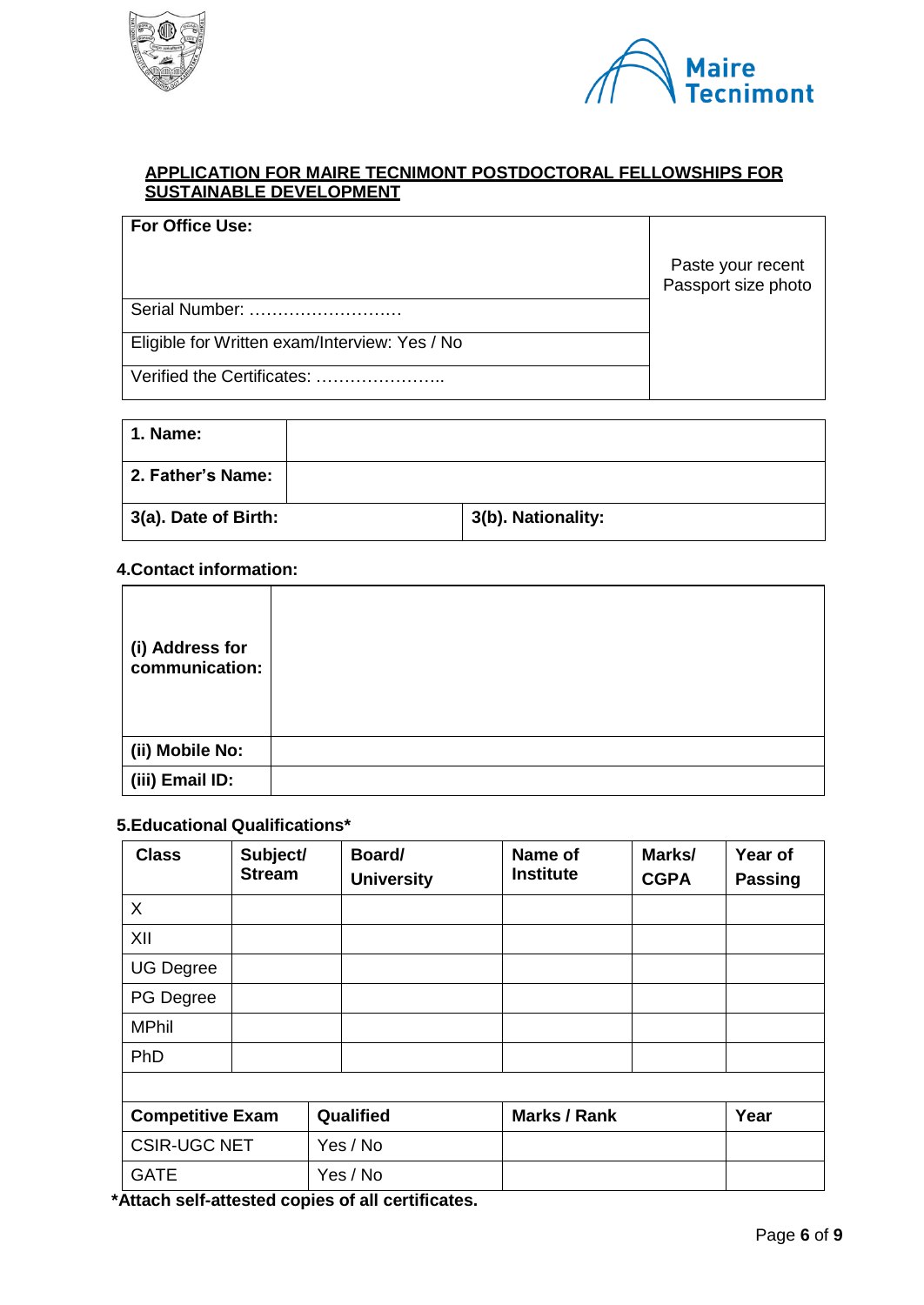## APPLICATION FOR MAIRE TECNIMONT POSTDOCTORAL FELLOWSHIPS FOR SUSTAINABLE DEVELOPMENT

| **For Office Use:** | Paste your recent Passport size photo |
|---|---|
| Serial Number: ……………………… | |
| Eligible for Written exam/Interview: Yes / No | |
| Verified the Certificates: ………………….. | |

| **1. Name:** | | |
|---|---|---|
| **2. Father's Name:** | | |
| **3(a). Date of Birth:** | | **3(b). Nationality:** |

**4.Contact information:**

| | |
|---|---|
| **(i) Address for communication:** | |
| **(ii) Mobile No:** | |
| **(iii) Email ID:** | |

**5.Educational Qualifications***

| Class | Subject/ Stream | Board/ University | Name of Institute | Marks/ CGPA | Year of Passing |
|---|---|---|---|---|---|
| X | | | | | |
| XII | | | | | |
| UG Degree | | | | | |
| PG Degree | | | | | |
| MPhil | | | | | |
| PhD | | | | | |

| Competitive Exam | Qualified | Marks / Rank | Year |
|---|---|---|---|
| CSIR-UGC NET | Yes / No | | |
| GATE | Yes / No | | |

***Attach self-attested copies of all certificates.**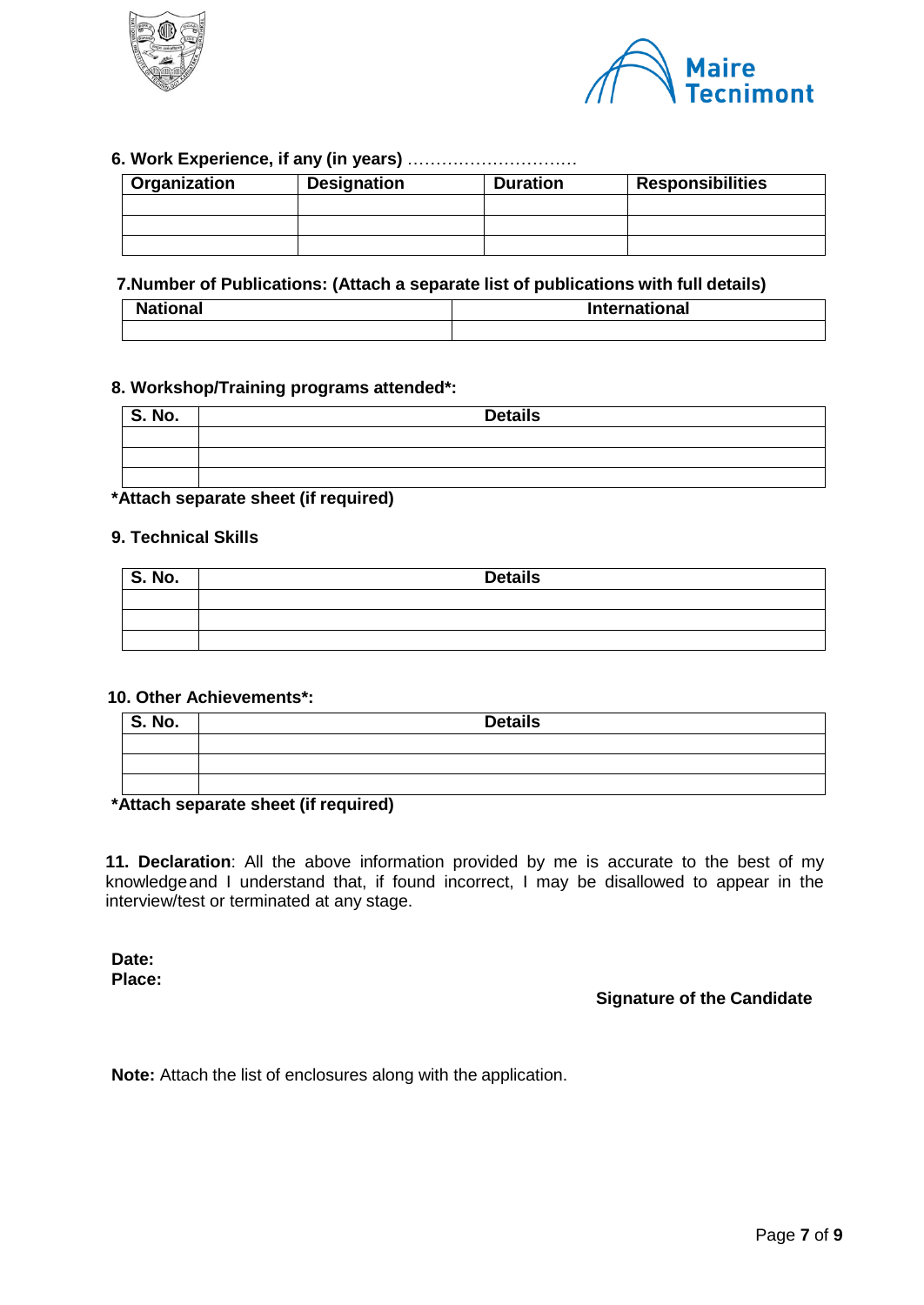**6. Work Experience, if any (in years)** …………………………

| Organization | Designation | Duration | Responsibilities |
|---|---|---|---|
| | | | |
| | | | |
| | | | |

**7.Number of Publications: (Attach a separate list of publications with full details)**

| National | International |
|---|---|
| | |

**8. Workshop/Training programs attended*:**

| S. No. | Details |
|---|---|
| | |
| | |
| | |

***Attach separate sheet (if required)**

**9. Technical Skills**

| S. No. | Details |
|---|---|
| | |
| | |
| | |

**10. Other Achievements*:**

| S. No. | Details |
|---|---|
| | |
| | |
| | |

***Attach separate sheet (if required)**

**11. Declaration**: All the above information provided by me is accurate to the best of my knowledge and I understand that, if found incorrect, I may be disallowed to appear in the interview/test or terminated at any stage.

**Date:**
**Place:**

**Signature of the Candidate**

**Note:** Attach the list of enclosures along with the application.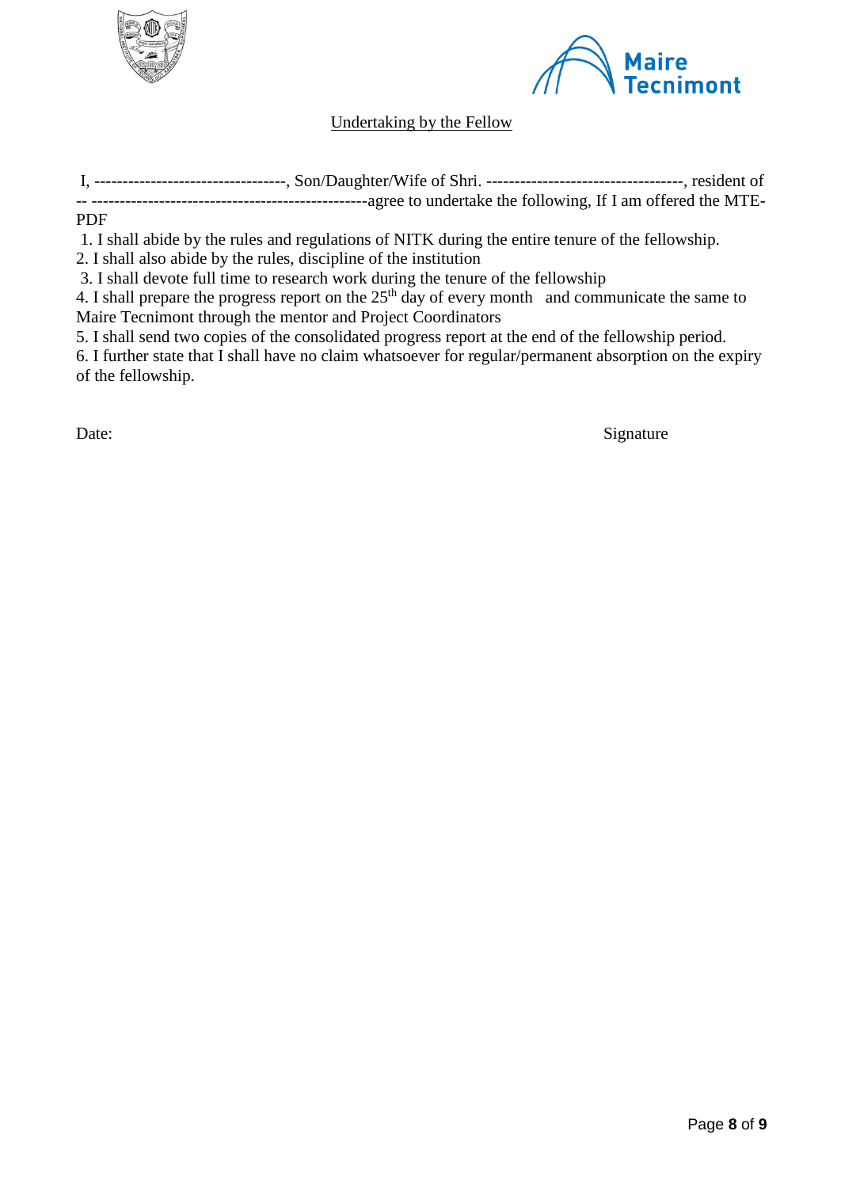Undertaking by the Fellow

I, ---------------------------------, Son/Daughter/Wife of Shri. ----------------------------------, resident of -- -------------------------------------------------agree to undertake the following, If I am offered the MTE-PDF

1. I shall abide by the rules and regulations of NITK during the entire tenure of the fellowship.
2. I shall also abide by the rules, discipline of the institution
3. I shall devote full time to research work during the tenure of the fellowship
4. I shall prepare the progress report on the $25^{th}$ day of every month and communicate the same to Maire Tecnimont through the mentor and Project Coordinators
5. I shall send two copies of the consolidated progress report at the end of the fellowship period.
6. I further state that I shall have no claim whatsoever for regular/permanent absorption on the expiry of the fellowship.

Date: Signature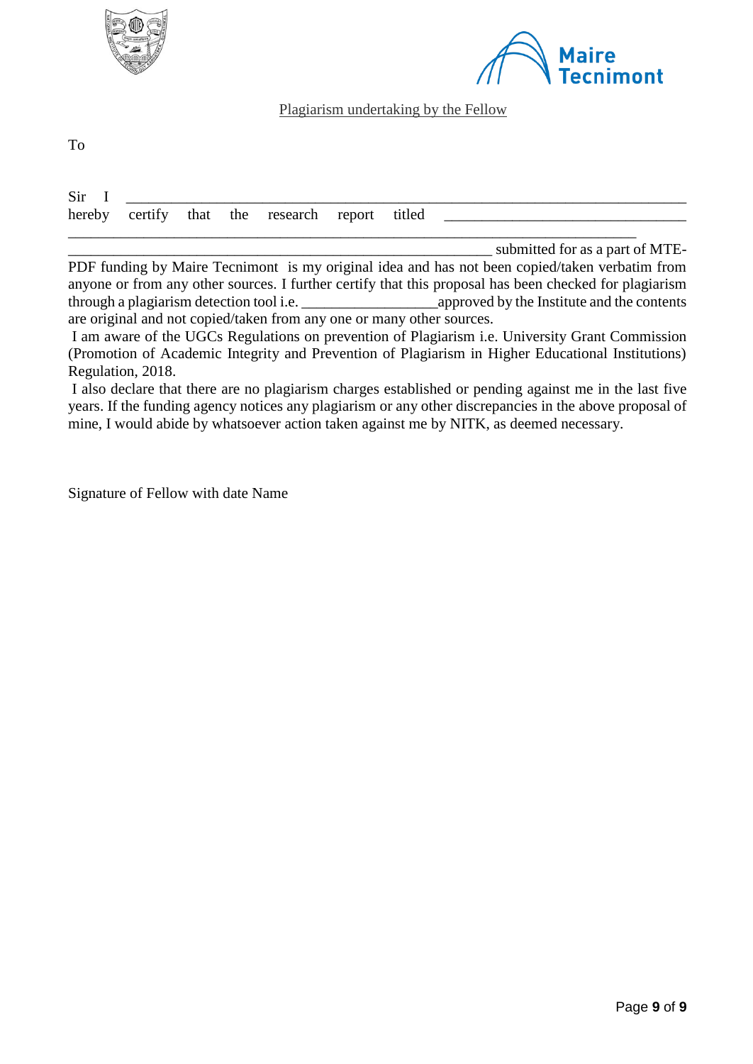Plagiarism undertaking by the Fellow

To

Sir I ______________________________________________________________________ hereby certify that the research report titled _______________________________
______________________________________________________________________
______________________________________________________ submitted for as a part of MTE-PDF funding by Maire Tecnimont is my original idea and has not been copied/taken verbatim from anyone or from any other sources. I further certify that this proposal has been checked for plagiarism through a plagiarism detection tool i.e. _________________approved by the Institute and the contents are original and not copied/taken from any one or many other sources.

I am aware of the UGCs Regulations on prevention of Plagiarism i.e. University Grant Commission (Promotion of Academic Integrity and Prevention of Plagiarism in Higher Educational Institutions) Regulation, 2018.

I also declare that there are no plagiarism charges established or pending against me in the last five years. If the funding agency notices any plagiarism or any other discrepancies in the above proposal of mine, I would abide by whatsoever action taken against me by NITK, as deemed necessary.

Signature of Fellow with date Name